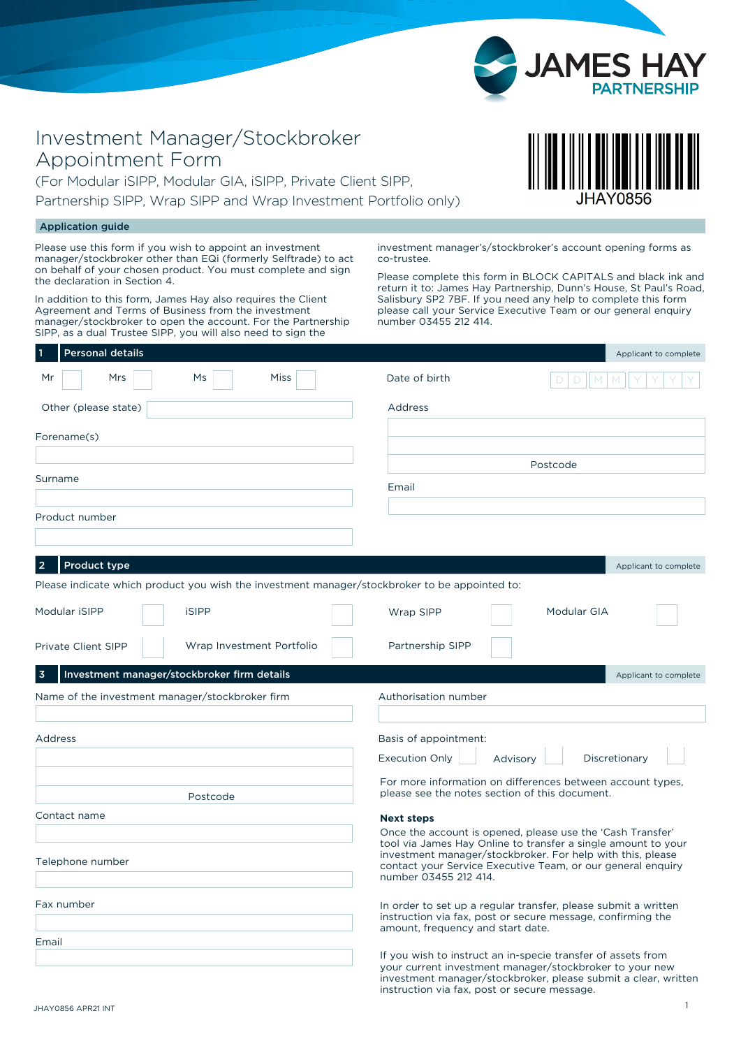# Investment Manager/Stockbroker Appointment Form

(For Modular iSIPP, Modular GIA, iSIPP, Private Client SIPP, Partnership SIPP, Wrap SIPP and Wrap Investment Portfolio only)

JHAY0856

## Application guide

Please use this form if you wish to appoint an investment manager/stockbroker other than EQi (formerly Selftrade) to act on behalf of your chosen product. You must complete and sign the declaration in Section 4.

In addition to this form, James Hay also requires the Client Agreement and Terms of Business from the investment manager/stockbroker to open the account. For the Partnership SIPP, as a dual Trustee SIPP, you will also need to sign the investment manager's/stockbroker's account opening forms as co-trustee.

Please complete this form in BLOCK CAPITALS and black ink and return it to: James Hay Partnership, Dunn's House, St Paul's Road, Salisbury SP2 7BF. If you need any help to complete this form please call your Service Executive Team or our general enquiry number 03455 212 414.

## 1 Personal details

*Applicant to complete*

Mr ☐ Mrs ☐ Ms ☐ Miss ☐

Other (please state)

Forename(s)

Surname

Product number

Date of birth D D M M Y Y Y Y

Address

Postcode

Email

## 2 Product type

*Applicant to complete*

Please indicate which product you wish the investment manager/stockbroker to be appointed to:

Modular iSIPP ☐ iSIPP ☐ Wrap SIPP ☐ Modular GIA ☐

Private Client SIPP ☐ Wrap Investment Portfolio ☐ Partnership SIPP ☐

## 3 Investment manager/stockbroker firm details

*Applicant to complete*

Name of the investment manager/stockbroker firm

Address

Postcode

Contact name

Telephone number

Fax number

Email

Authorisation number

Basis of appointment:

Execution Only ☐ Advisory ☐ Discretionary ☐

For more information on differences between account types, please see the notes section of this document.

**Next steps**

Once the account is opened, please use the 'Cash Transfer' tool via James Hay Online to transfer a single amount to your investment manager/stockbroker. For help with this, please contact your Service Executive Team, or our general enquiry number 03455 212 414.

In order to set up a regular transfer, please submit a written instruction via fax, post or secure message, confirming the amount, frequency and start date.

If you wish to instruct an in-specie transfer of assets from your current investment manager/stockbroker to your new investment manager/stockbroker, please submit a clear, written instruction via fax, post or secure message.

JHAY0856 APR21 INT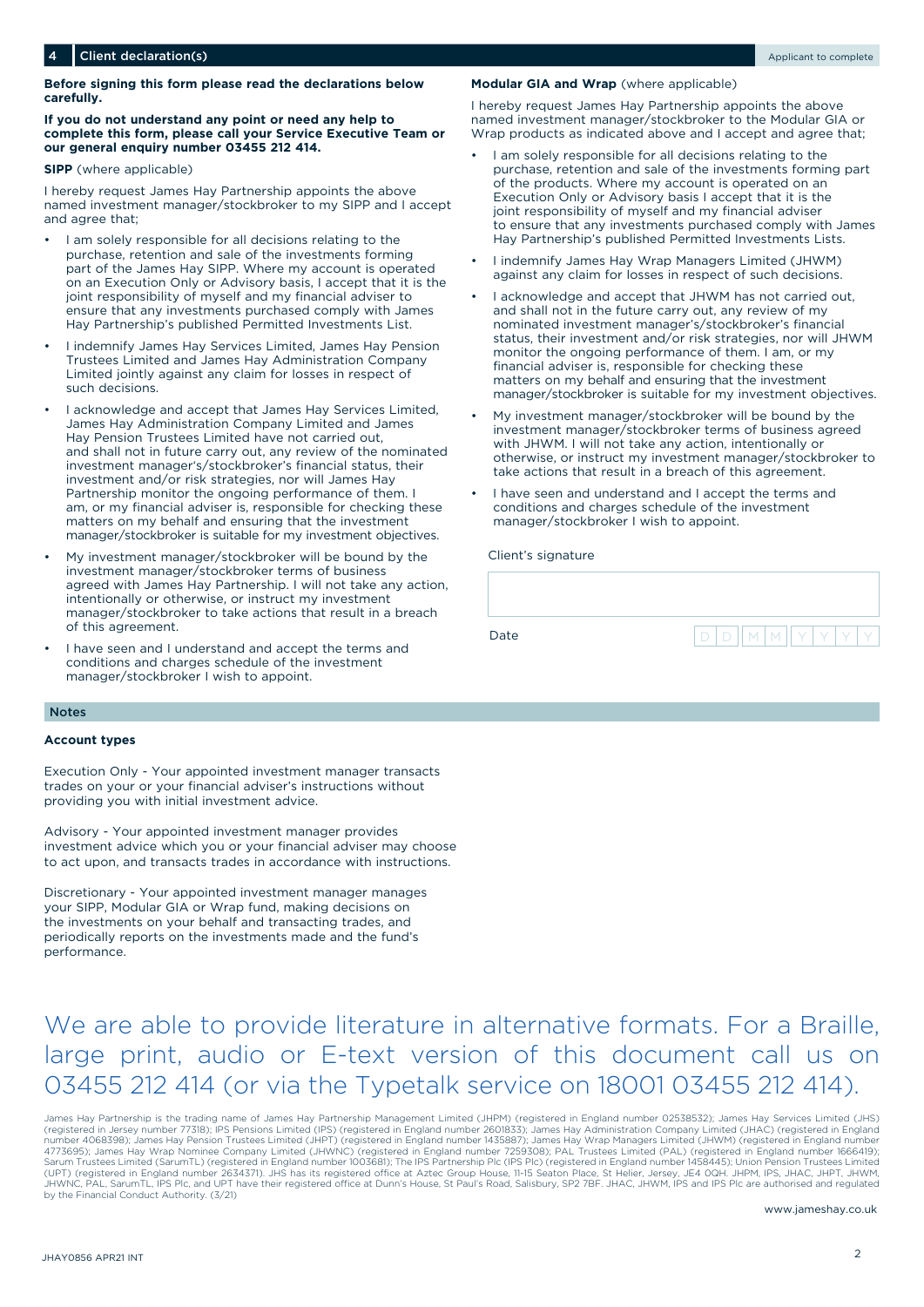## 4 Client declaration(s)

Applicant to complete

**Before signing this form please read the declarations below carefully.**

**If you do not understand any point or need any help to complete this form, please call your Service Executive Team or our general enquiry number 03455 212 414.**

**SIPP** (where applicable)

I hereby request James Hay Partnership appoints the above named investment manager/stockbroker to my SIPP and I accept and agree that;

- I am solely responsible for all decisions relating to the purchase, retention and sale of the investments forming part of the James Hay SIPP. Where my account is operated on an Execution Only or Advisory basis, I accept that it is the joint responsibility of myself and my financial adviser to ensure that any investments purchased comply with James Hay Partnership's published Permitted Investments List.
- I indemnify James Hay Services Limited, James Hay Pension Trustees Limited and James Hay Administration Company Limited jointly against any claim for losses in respect of such decisions.
- I acknowledge and accept that James Hay Services Limited, James Hay Administration Company Limited and James Hay Pension Trustees Limited have not carried out, and shall not in future carry out, any review of the nominated investment manager's/stockbroker's financial status, their investment and/or risk strategies, nor will James Hay Partnership monitor the ongoing performance of them. I am, or my financial adviser is, responsible for checking these matters on my behalf and ensuring that the investment manager/stockbroker is suitable for my investment objectives.
- My investment manager/stockbroker will be bound by the investment manager/stockbroker terms of business agreed with James Hay Partnership. I will not take any action, intentionally or otherwise, or instruct my investment manager/stockbroker to take actions that result in a breach of this agreement.
- I have seen and I understand and accept the terms and conditions and charges schedule of the investment manager/stockbroker I wish to appoint.

**Modular GIA and Wrap** (where applicable)

I hereby request James Hay Partnership appoints the above named investment manager/stockbroker to the Modular GIA or Wrap products as indicated above and I accept and agree that;

- I am solely responsible for all decisions relating to the purchase, retention and sale of the investments forming part of the products. Where my account is operated on an Execution Only or Advisory basis I accept that it is the joint responsibility of myself and my financial adviser to ensure that any investments purchased comply with James Hay Partnership's published Permitted Investments Lists.
- I indemnify James Hay Wrap Managers Limited (JHWM) against any claim for losses in respect of such decisions.
- I acknowledge and accept that JHWM has not carried out, and shall not in the future carry out, any review of my nominated investment manager's/stockbroker's financial status, their investment and/or risk strategies, nor will JHWM monitor the ongoing performance of them. I am, or my financial adviser is, responsible for checking these matters on my behalf and ensuring that the investment manager/stockbroker is suitable for my investment objectives.
- My investment manager/stockbroker will be bound by the investment manager/stockbroker terms of business agreed with JHWM. I will not take any action, intentionally or otherwise, or instruct my investment manager/stockbroker to take actions that result in a breach of this agreement.
- I have seen and understand and I accept the terms and conditions and charges schedule of the investment manager/stockbroker I wish to appoint.

Client's signature

Date D D M M Y Y Y Y

## Notes

**Account types**

Execution Only - Your appointed investment manager transacts trades on your or your financial adviser's instructions without providing you with initial investment advice.

Advisory - Your appointed investment manager provides investment advice which you or your financial adviser may choose to act upon, and transacts trades in accordance with instructions.

Discretionary - Your appointed investment manager manages your SIPP, Modular GIA or Wrap fund, making decisions on the investments on your behalf and transacting trades, and periodically reports on the investments made and the fund's performance.

We are able to provide literature in alternative formats. For a Braille, large print, audio or E-text version of this document call us on 03455 212 414 (or via the Typetalk service on 18001 03455 212 414).

James Hay Partnership is the trading name of James Hay Partnership Management Limited (JHPM) (registered in England number 02538532); James Hay Services Limited (JHS) (registered in Jersey number 77318); IPS Pensions Limited (IPS) (registered in England number 2601833); James Hay Administration Company Limited (JHAC) (registered in England number 4068398); James Hay Pension Trustees Limited (JHPT) (registered in England number 1435887); James Hay Wrap Managers Limited (JHWM) (registered in England number 4773695); James Hay Wrap Nominee Company Limited (JHWNC) (registered in England number 7259308); PAL Trustees Limited (PAL) (registered in England number 1666419); Sarum Trustees Limited (SarumTL) (registered in England number 1003681); The IPS Partnership Plc (IPS Plc) (registered in England number 1458445); Union Pension Trustees Limited (UPT) (registered in England number 2634371). JHS has its registered office at Aztec Group House, 11-15 Seaton Place, St Helier, Jersey, JE4 0QH. JHPM, IPS, JHAC, JHPT, JHWM, JHWNC, PAL, SarumTL, IPS Plc, and UPT have their registered office at Dunn's House, St Paul's Road, Salisbury, SP2 7BF. JHAC, JHWM, IPS and IPS Plc are authorised and regulated by the Financial Conduct Authority. (3/21)

www.jameshay.co.uk

JHAY0856 APR21 INT